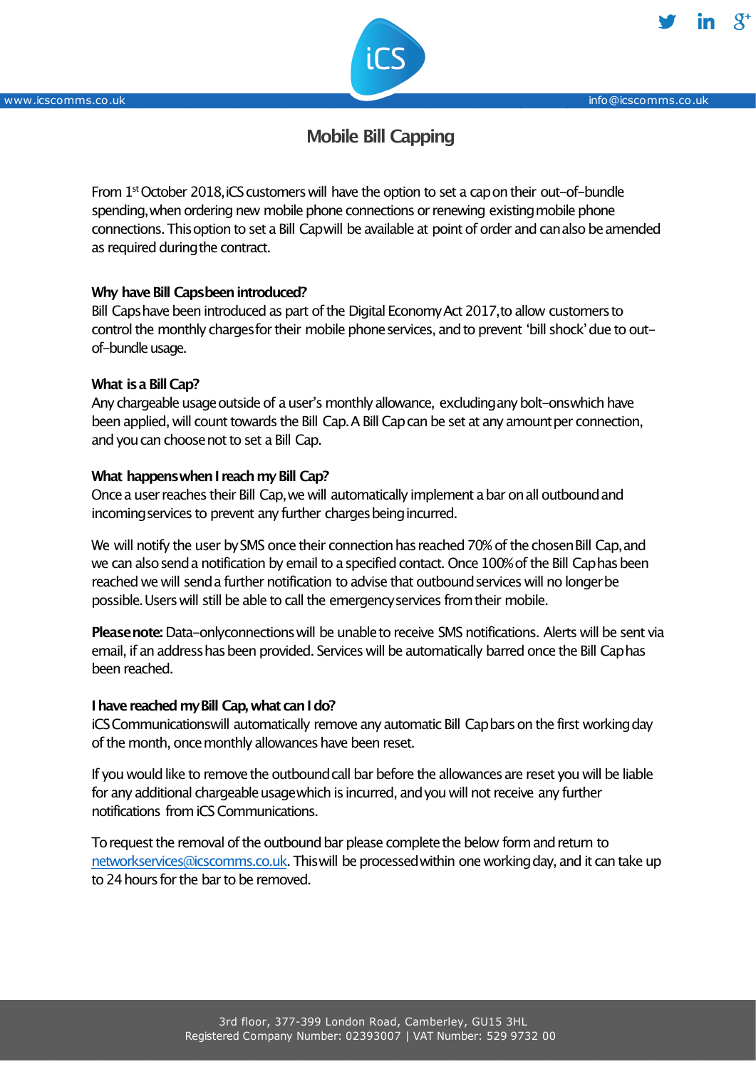# Mobile Bill Capping

From 1st October 2018, iCS customers will have the option to set a cap on their out-of-bundle spending, when ordering new mobile phone connections or renewing existing mobile phone connections. This option to set a Bill Cap will be available at point of order and can also be amended as required during the contract.

**Why have Bill Caps been introduced?**
Bill Caps have been introduced as part of the Digital Economy Act 2017, to allow customers to control the monthly charges for their mobile phone services, and to prevent 'bill shock' due to out-of-bundle usage.

**What is a Bill Cap?**
Any chargeable usage outside of a user's monthly allowance, excluding any bolt-ons which have been applied, will count towards the Bill Cap. A Bill Cap can be set at any amount per connection, and you can choose not to set a Bill Cap.

**What happens when I reach my Bill Cap?**
Once a user reaches their Bill Cap, we will automatically implement a bar on all outbound and incoming services to prevent any further charges being incurred.

We will notify the user by SMS once their connection has reached 70% of the chosen Bill Cap, and we can also send a notification by email to a specified contact. Once 100% of the Bill Cap has been reached we will send a further notification to advise that outbound services will no longer be possible. Users will still be able to call the emergency services from their mobile.

**Please note:** Data-only connections will be unable to receive SMS notifications. Alerts will be sent via email, if an address has been provided. Services will be automatically barred once the Bill Cap has been reached.

**I have reached my Bill Cap, what can I do?**
iCS Communications will automatically remove any automatic Bill Cap bars on the first working day of the month, once monthly allowances have been reset.

If you would like to remove the outbound call bar before the allowances are reset you will be liable for any additional chargeable usage which is incurred, and you will not receive any further notifications from iCS Communications.

To request the removal of the outbound bar please complete the below form and return to networkservices@icscomms.co.uk. This will be processed within one working day, and it can take up to 24 hours for the bar to be removed.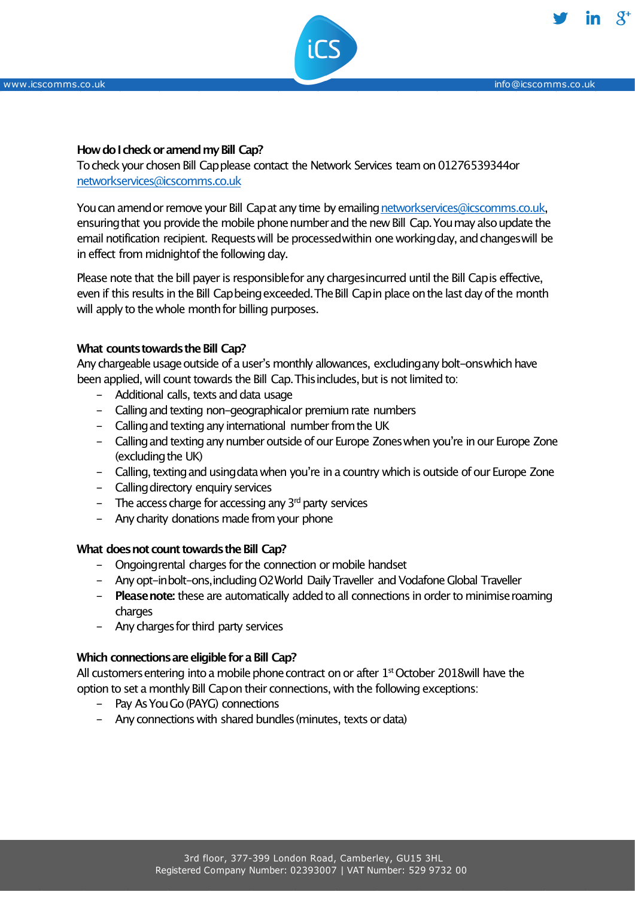**How do I check or amend my Bill Cap?**

To check your chosen Bill Cap please contact the Network Services team on 01276539344 or networkservices@icscomms.co.uk

You can amend or remove your Bill Cap at any time by emailing networkservices@icscomms.co.uk, ensuring that you provide the mobile phone number and the new Bill Cap. You may also update the email notification recipient. Requests will be processed within one working day, and changes will be in effect from midnight of the following day.

Please note that the bill payer is responsible for any charges incurred until the Bill Cap is effective, even if this results in the Bill Cap being exceeded. The Bill Cap in place on the last day of the month will apply to the whole month for billing purposes.

**What counts towards the Bill Cap?**

Any chargeable usage outside of a user's monthly allowances, excluding any bolt-ons which have been applied, will count towards the Bill Cap. This includes, but is not limited to:

- Additional calls, texts and data usage
- Calling and texting non-geographical or premium rate numbers
- Calling and texting any international number from the UK
- Calling and texting any number outside of our Europe Zones when you're in our Europe Zone (excluding the UK)
- Calling, texting and using data when you're in a country which is outside of our Europe Zone
- Calling directory enquiry services
- The access charge for accessing any 3rd party services
- Any charity donations made from your phone

**What does not count towards the Bill Cap?**

- Ongoing rental charges for the connection or mobile handset
- Any opt-in bolt-ons, including O2 World Daily Traveller and Vodafone Global Traveller
- **Please note:** these are automatically added to all connections in order to minimise roaming charges
- Any charges for third party services

**Which connections are eligible for a Bill Cap?**

All customers entering into a mobile phone contract on or after 1st October 2018 will have the option to set a monthly Bill Cap on their connections, with the following exceptions:

- Pay As You Go (PAYG) connections
- Any connections with shared bundles (minutes, texts or data)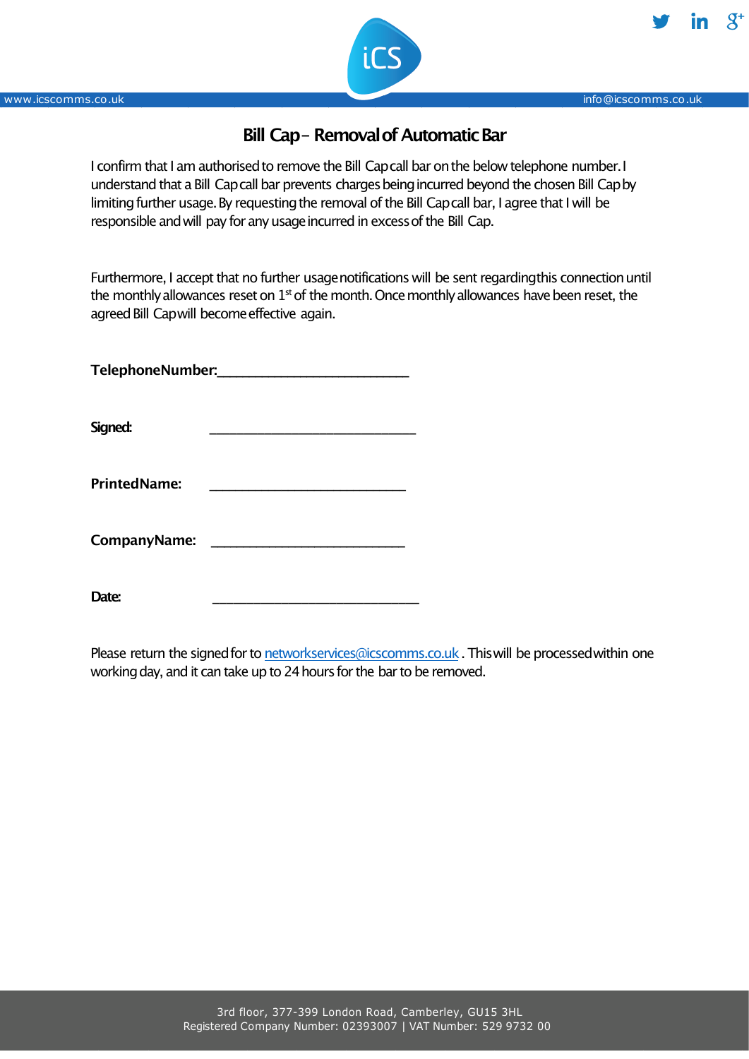# Bill Cap – Removal of Automatic Bar

I confirm that I am authorised to remove the Bill Cap call bar on the below telephone number. I understand that a Bill Cap call bar prevents charges being incurred beyond the chosen Bill Cap by limiting further usage. By requesting the removal of the Bill Cap call bar, I agree that I will be responsible and will pay for any usage incurred in excess of the Bill Cap.

Furthermore, I accept that no further usage notifications will be sent regarding this connection until the monthly allowances reset on 1st of the month. Once monthly allowances have been reset, the agreed Bill Cap will become effective again.

**Telephone Number:** ___________________________

**Signed:** ___________________________

**Printed Name:** ___________________________

**Company Name:** ___________________________

**Date:** ___________________________

Please return the signed for to networkservices@icscomms.co.uk . This will be processed within one working day, and it can take up to 24 hours for the bar to be removed.